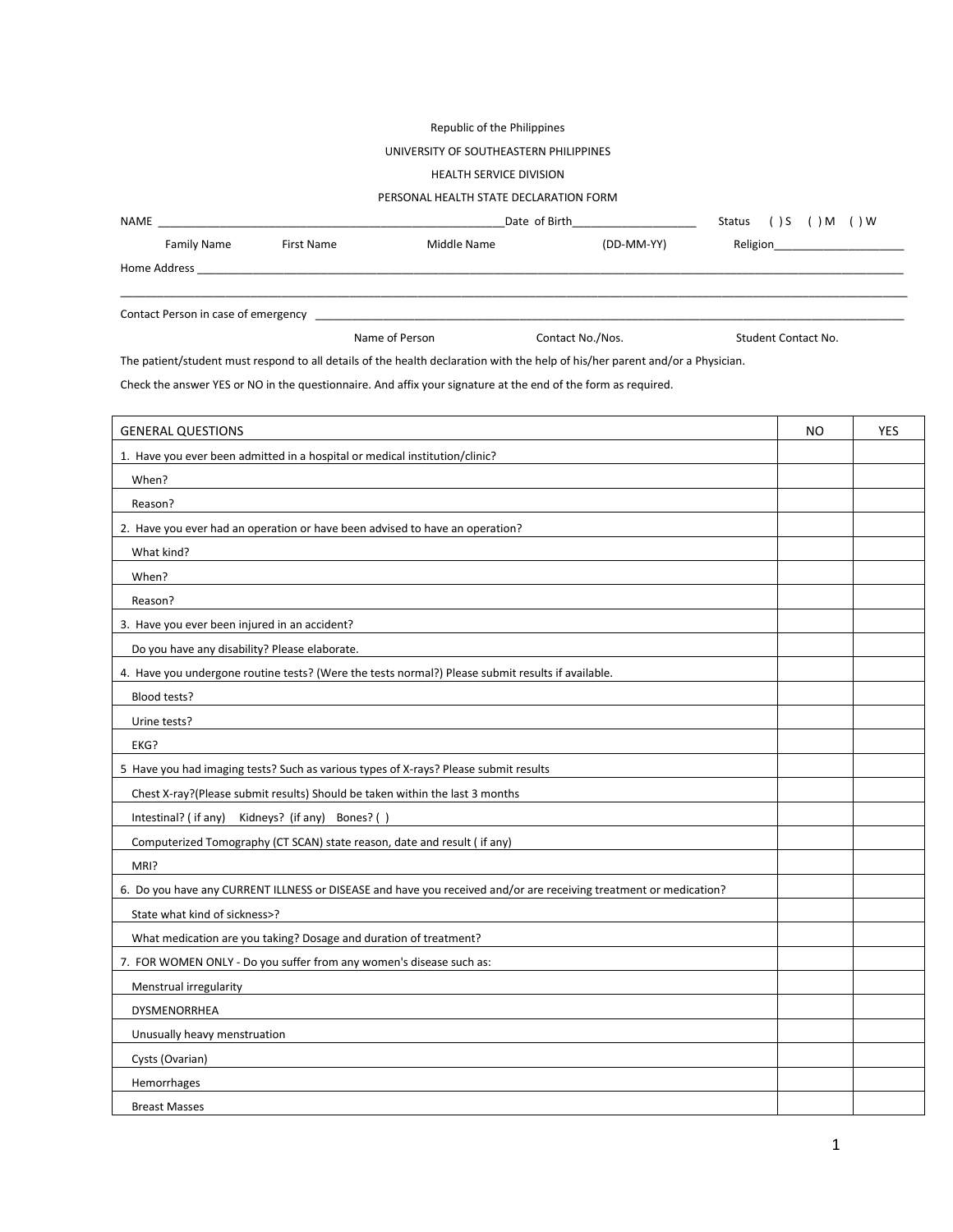Republic of the Philippines

UNIVERSITY OF SOUTHEASTERN PHILIPPINES

HEALTH SERVICE DIVISION

PERSONAL HEALTH STATE DECLARATION FORM

NAME ________________________________________________________Date of Birth____________________ Status ( ) S ( ) M ( ) W

Family Name First Name Middle Name (DD-MM-YY) Religion_____________________

Home Address _______________________________________________________________________________________________________

_______________________________________________________________________________________________________________________

Contact Person in case of emergency ______________________________________________________________________________________

Name of Person Contact No./Nos. Student Contact No.

The patient/student must respond to all details of the health declaration with the help of his/her parent and/or a Physician.

Check the answer YES or NO in the questionnaire. And affix your signature at the end of the form as required.

| GENERAL QUESTIONS | NO | YES |
|---|---|---|
| 1. Have you ever been admitted in a hospital or medical institution/clinic? | | |
| When? | | |
| Reason? | | |
| 2. Have you ever had an operation or have been advised to have an operation? | | |
| What kind? | | |
| When? | | |
| Reason? | | |
| 3. Have you ever been injured in an accident? | | |
| Do you have any disability? Please elaborate. | | |
| 4. Have you undergone routine tests? (Were the tests normal?) Please submit results if available. | | |
| Blood tests? | | |
| Urine tests? | | |
| EKG? | | |
| 5 Have you had imaging tests? Such as various types of X-rays? Please submit results | | |
| Chest X-ray?(Please submit results) Should be taken within the last 3 months | | |
| Intestinal? ( if any) Kidneys? (if any) Bones? ( ) | | |
| Computerized Tomography (CT SCAN) state reason, date and result ( if any) | | |
| MRI? | | |
| 6. Do you have any CURRENT ILLNESS or DISEASE and have you received and/or are receiving treatment or medication? | | |
| State what kind of sickness>? | | |
| What medication are you taking? Dosage and duration of treatment? | | |
| 7. FOR WOMEN ONLY - Do you suffer from any women's disease such as: | | |
| Menstrual irregularity | | |
| DYSMENORRHEA | | |
| Unusually heavy menstruation | | |
| Cysts (Ovarian) | | |
| Hemorrhages | | |
| Breast Masses | | |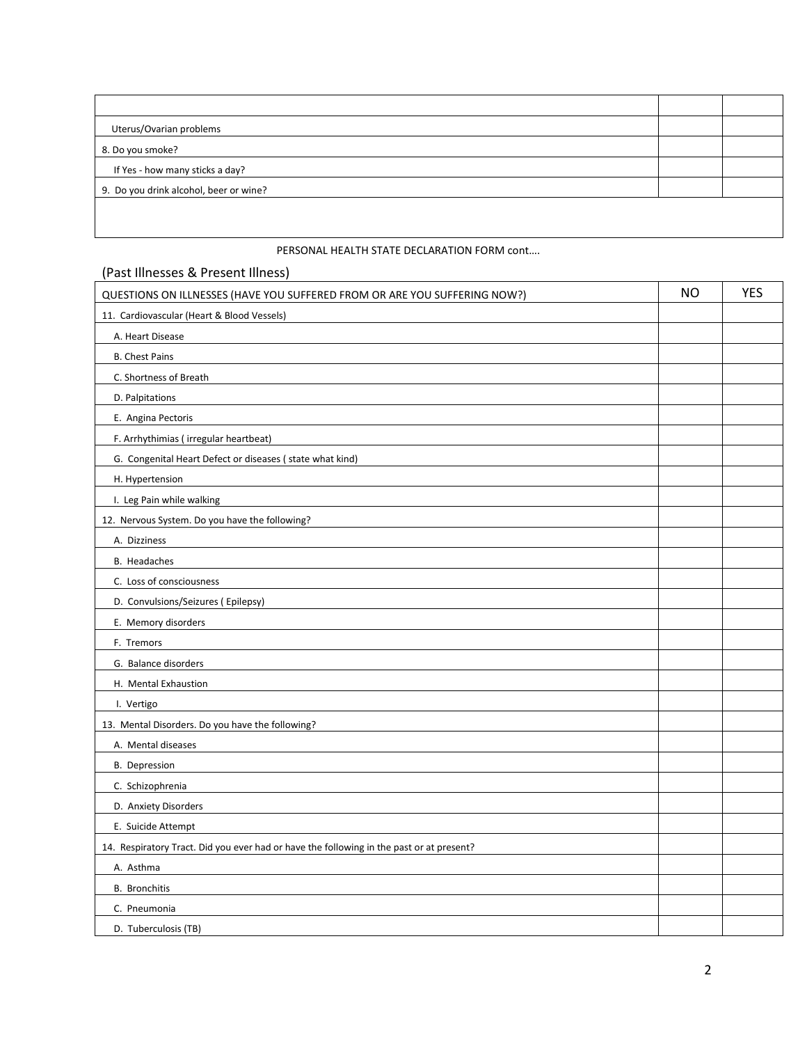| | | |
|---|---|---|
| Uterus/Ovarian problems | | |
| 8. Do you smoke? | | |
| If Yes - how many sticks a day? | | |
| 9. Do you drink alcohol, beer or wine? | | |
| | | |

PERSONAL HEALTH STATE DECLARATION FORM cont….

## (Past Illnesses & Present Illness)

| QUESTIONS ON ILLNESSES (HAVE YOU SUFFERED FROM OR ARE YOU SUFFERING NOW?) | NO | YES |
|---|---|---|
| 11. Cardiovascular (Heart & Blood Vessels) | | |
| A. Heart Disease | | |
| B. Chest Pains | | |
| C. Shortness of Breath | | |
| D. Palpitations | | |
| E. Angina Pectoris | | |
| F. Arrhythimias ( irregular heartbeat) | | |
| G. Congenital Heart Defect or diseases ( state what kind) | | |
| H. Hypertension | | |
| I. Leg Pain while walking | | |
| 12. Nervous System. Do you have the following? | | |
| A. Dizziness | | |
| B. Headaches | | |
| C. Loss of consciousness | | |
| D. Convulsions/Seizures ( Epilepsy) | | |
| E. Memory disorders | | |
| F. Tremors | | |
| G. Balance disorders | | |
| H. Mental Exhaustion | | |
| I. Vertigo | | |
| 13. Mental Disorders. Do you have the following? | | |
| A. Mental diseases | | |
| B. Depression | | |
| C. Schizophrenia | | |
| D. Anxiety Disorders | | |
| E. Suicide Attempt | | |
| 14. Respiratory Tract. Did you ever had or have the following in the past or at present? | | |
| A. Asthma | | |
| B. Bronchitis | | |
| C. Pneumonia | | |
| D. Tuberculosis (TB) | | |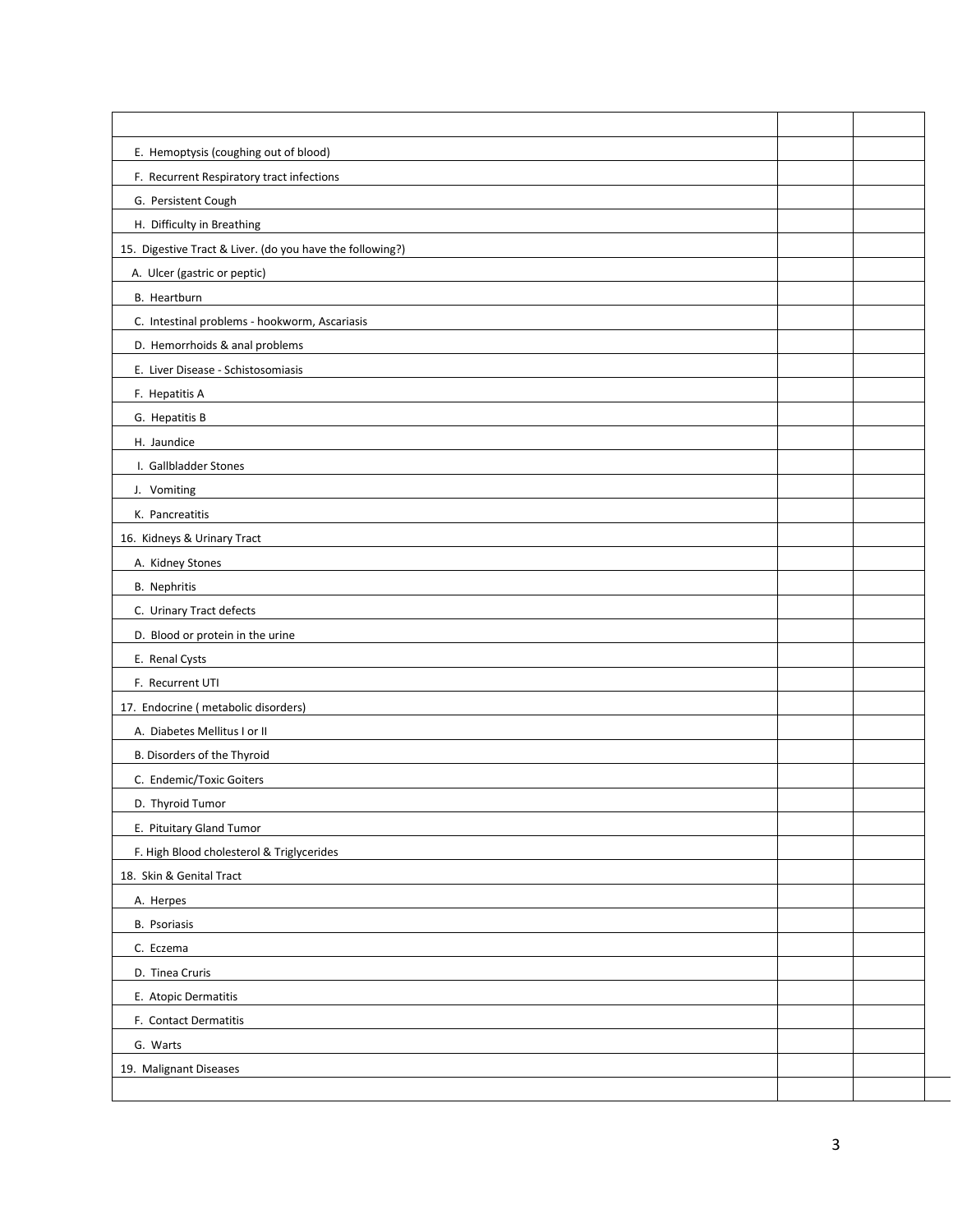| | | |
|---|---|---|
| E. Hemoptysis (coughing out of blood) | | |
| F. Recurrent Respiratory tract infections | | |
| G. Persistent Cough | | |
| H. Difficulty in Breathing | | |
| 15. Digestive Tract & Liver. (do you have the following?) | | |
| A. Ulcer (gastric or peptic) | | |
| B. Heartburn | | |
| C. Intestinal problems - hookworm, Ascariasis | | |
| D. Hemorrhoids & anal problems | | |
| E. Liver Disease - Schistosomiasis | | |
| F. Hepatitis A | | |
| G. Hepatitis B | | |
| H. Jaundice | | |
| I. Gallbladder Stones | | |
| J. Vomiting | | |
| K. Pancreatitis | | |
| 16. Kidneys & Urinary Tract | | |
| A. Kidney Stones | | |
| B. Nephritis | | |
| C. Urinary Tract defects | | |
| D. Blood or protein in the urine | | |
| E. Renal Cysts | | |
| F. Recurrent UTI | | |
| 17. Endocrine ( metabolic disorders) | | |
| A. Diabetes Mellitus I or II | | |
| B. Disorders of the Thyroid | | |
| C. Endemic/Toxic Goiters | | |
| D. Thyroid Tumor | | |
| E. Pituitary Gland Tumor | | |
| F. High Blood cholesterol & Triglycerides | | |
| 18. Skin & Genital Tract | | |
| A. Herpes | | |
| B. Psoriasis | | |
| C. Eczema | | |
| D. Tinea Cruris | | |
| E. Atopic Dermatitis | | |
| F. Contact Dermatitis | | |
| G. Warts | | |
| 19. Malignant Diseases | | |
| | | |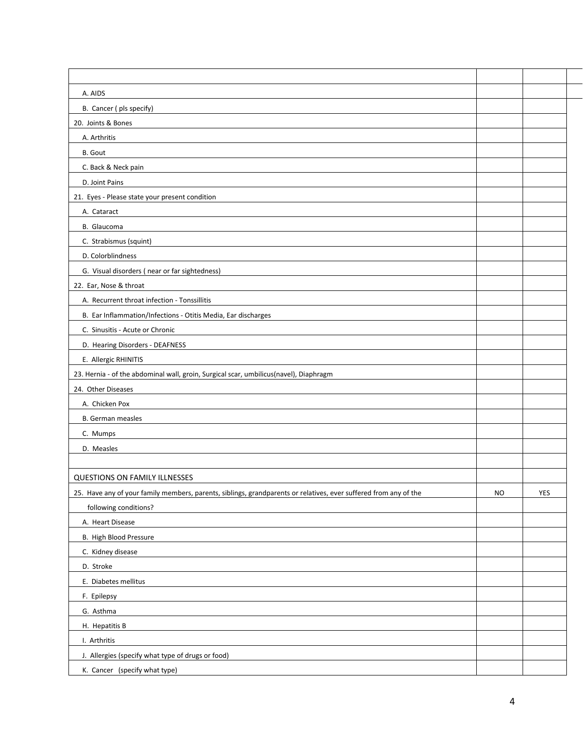| | | |
|---|---|---|
| A. AIDS | | |
| B. Cancer ( pls specify) | | |
| 20. Joints & Bones | | |
| A. Arthritis | | |
| B. Gout | | |
| C. Back & Neck pain | | |
| D. Joint Pains | | |
| 21. Eyes - Please state your present condition | | |
| A. Cataract | | |
| B. Glaucoma | | |
| C. Strabismus (squint) | | |
| D. Colorblindness | | |
| G. Visual disorders ( near or far sightedness) | | |
| 22. Ear, Nose & throat | | |
| A. Recurrent throat infection - Tonssillitis | | |
| B. Ear Inflammation/Infections - Otitis Media, Ear discharges | | |
| C. Sinusitis - Acute or Chronic | | |
| D. Hearing Disorders - DEAFNESS | | |
| E. Allergic RHINITIS | | |
| 23. Hernia - of the abdominal wall, groin, Surgical scar, umbilicus(navel), Diaphragm | | |
| 24. Other Diseases | | |
| A. Chicken Pox | | |
| B. German measles | | |
| C. Mumps | | |
| D. Measles | | |
| | | |
| QUESTIONS ON FAMILY ILLNESSES | | |
| 25. Have any of your family members, parents, siblings, grandparents or relatives, ever suffered from any of the | NO | YES |
| following conditions? | | |
| A. Heart Disease | | |
| B. High Blood Pressure | | |
| C. Kidney disease | | |
| D. Stroke | | |
| E. Diabetes mellitus | | |
| F. Epilepsy | | |
| G. Asthma | | |
| H. Hepatitis B | | |
| I. Arthritis | | |
| J. Allergies (specify what type of drugs or food) | | |
| K. Cancer (specify what type) | | |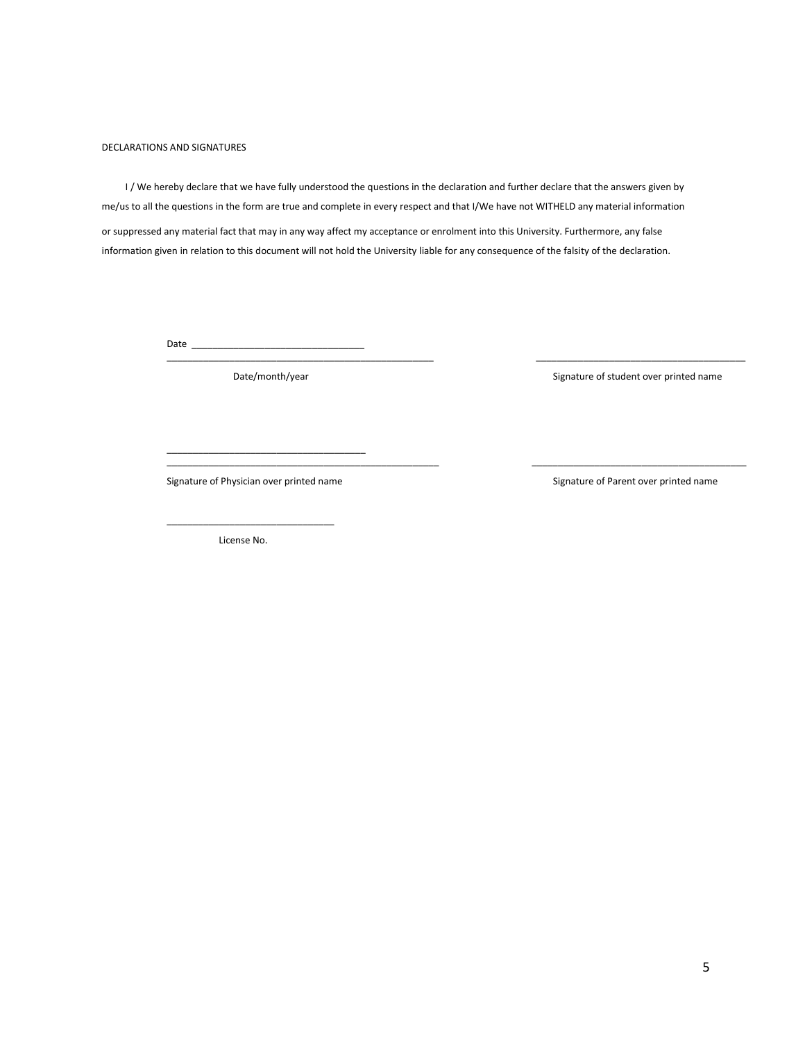DECLARATIONS AND SIGNATURES

I / We hereby declare that we have fully understood the questions in the declaration and further declare that the answers given by me/us to all the questions in the form are true and complete in every respect and that I/We have not WITHELD any material information or suppressed any material fact that may in any way affect my acceptance or enrolment into this University. Furthermore, any false information given in relation to this document will not hold the University liable for any consequence of the falsity of the declaration.

Date ________________________________

____________________________________________________

Date/month/year

________________________________________

Signature of student over printed name

_____________________________________
____________________________________________________

Signature of Physician over printed name

________________________________________

Signature of Parent over printed name

________________________________

License No.